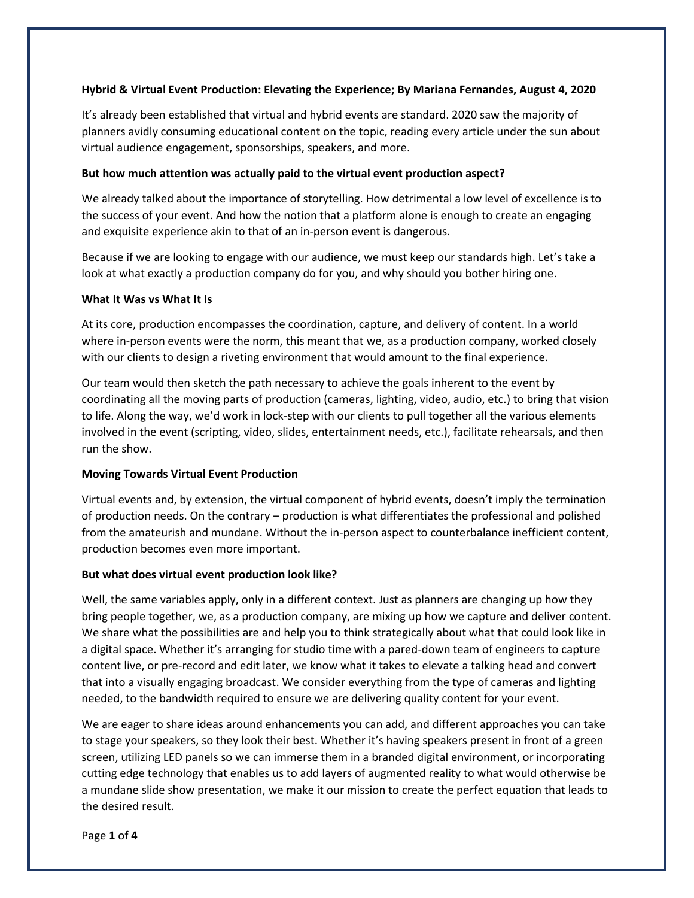**Hybrid & Virtual Event Production: Elevating the Experience; By Mariana Fernandes, August 4, 2020**

It's already been established that virtual and hybrid events are standard. 2020 saw the majority of planners avidly consuming educational content on the topic, reading every article under the sun about virtual audience engagement, sponsorships, speakers, and more.

**But how much attention was actually paid to the virtual event production aspect?**

We already talked about the importance of storytelling. How detrimental a low level of excellence is to the success of your event. And how the notion that a platform alone is enough to create an engaging and exquisite experience akin to that of an in-person event is dangerous.

Because if we are looking to engage with our audience, we must keep our standards high. Let's take a look at what exactly a production company do for you, and why should you bother hiring one.

**What It Was vs What It Is**

At its core, production encompasses the coordination, capture, and delivery of content. In a world where in-person events were the norm, this meant that we, as a production company, worked closely with our clients to design a riveting environment that would amount to the final experience.

Our team would then sketch the path necessary to achieve the goals inherent to the event by coordinating all the moving parts of production (cameras, lighting, video, audio, etc.) to bring that vision to life. Along the way, we'd work in lock-step with our clients to pull together all the various elements involved in the event (scripting, video, slides, entertainment needs, etc.), facilitate rehearsals, and then run the show.

**Moving Towards Virtual Event Production**

Virtual events and, by extension, the virtual component of hybrid events, doesn't imply the termination of production needs. On the contrary – production is what differentiates the professional and polished from the amateurish and mundane. Without the in-person aspect to counterbalance inefficient content, production becomes even more important.

**But what does virtual event production look like?**

Well, the same variables apply, only in a different context. Just as planners are changing up how they bring people together, we, as a production company, are mixing up how we capture and deliver content. We share what the possibilities are and help you to think strategically about what that could look like in a digital space. Whether it's arranging for studio time with a pared-down team of engineers to capture content live, or pre-record and edit later, we know what it takes to elevate a talking head and convert that into a visually engaging broadcast. We consider everything from the type of cameras and lighting needed, to the bandwidth required to ensure we are delivering quality content for your event.

We are eager to share ideas around enhancements you can add, and different approaches you can take to stage your speakers, so they look their best. Whether it's having speakers present in front of a green screen, utilizing LED panels so we can immerse them in a branded digital environment, or incorporating cutting edge technology that enables us to add layers of augmented reality to what would otherwise be a mundane slide show presentation, we make it our mission to create the perfect equation that leads to the desired result.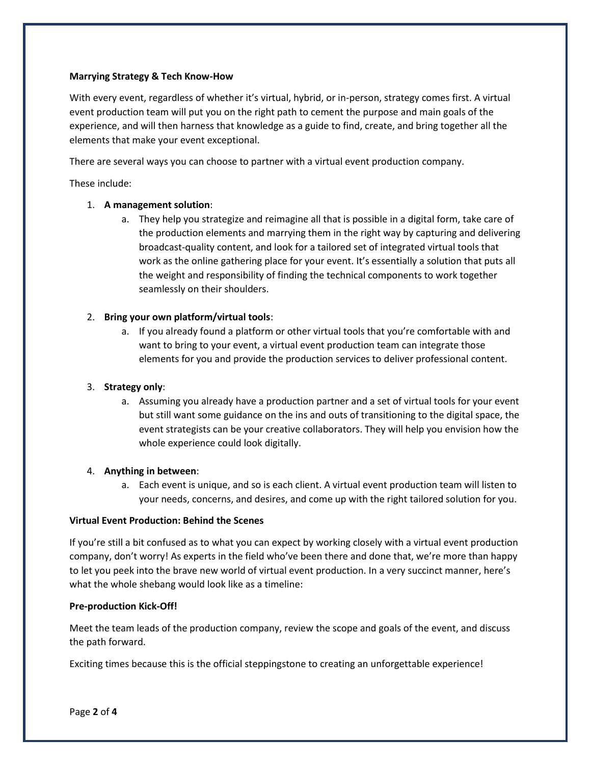**Marrying Strategy & Tech Know-How**

With every event, regardless of whether it's virtual, hybrid, or in-person, strategy comes first. A virtual event production team will put you on the right path to cement the purpose and main goals of the experience, and will then harness that knowledge as a guide to find, create, and bring together all the elements that make your event exceptional.

There are several ways you can choose to partner with a virtual event production company.

These include:

1. **A management solution**:
    a. They help you strategize and reimagine all that is possible in a digital form, take care of the production elements and marrying them in the right way by capturing and delivering broadcast-quality content, and look for a tailored set of integrated virtual tools that work as the online gathering place for your event. It's essentially a solution that puts all the weight and responsibility of finding the technical components to work together seamlessly on their shoulders.

2. **Bring your own platform/virtual tools**:
    a. If you already found a platform or other virtual tools that you're comfortable with and want to bring to your event, a virtual event production team can integrate those elements for you and provide the production services to deliver professional content.

3. **Strategy only**:
    a. Assuming you already have a production partner and a set of virtual tools for your event but still want some guidance on the ins and outs of transitioning to the digital space, the event strategists can be your creative collaborators. They will help you envision how the whole experience could look digitally.

4. **Anything in between**:
    a. Each event is unique, and so is each client. A virtual event production team will listen to your needs, concerns, and desires, and come up with the right tailored solution for you.

**Virtual Event Production: Behind the Scenes**

If you're still a bit confused as to what you can expect by working closely with a virtual event production company, don't worry! As experts in the field who've been there and done that, we're more than happy to let you peek into the brave new world of virtual event production. In a very succinct manner, here's what the whole shebang would look like as a timeline:

**Pre-production Kick-Off!**

Meet the team leads of the production company, review the scope and goals of the event, and discuss the path forward.

Exciting times because this is the official steppingstone to creating an unforgettable experience!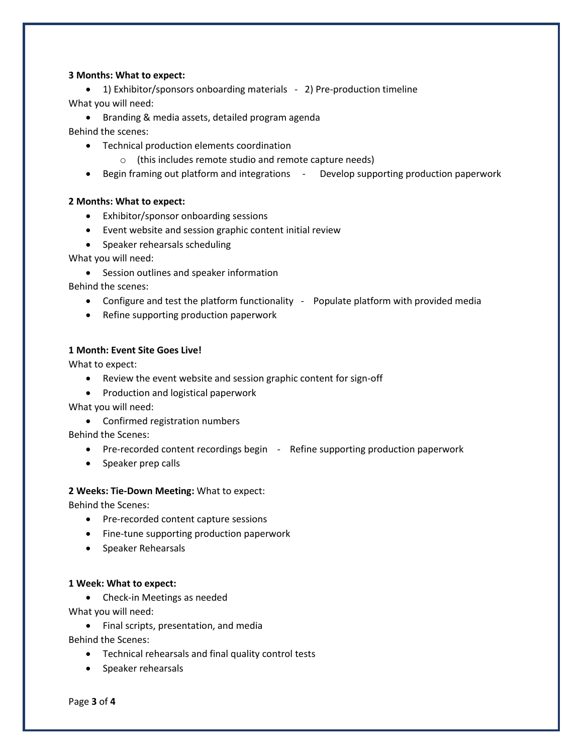**3 Months: What to expect:**

- 1) Exhibitor/sponsors onboarding materials - 2) Pre-production timeline

What you will need:

- Branding & media assets, detailed program agenda

Behind the scenes:

- Technical production elements coordination
    - (this includes remote studio and remote capture needs)
- Begin framing out platform and integrations - Develop supporting production paperwork

**2 Months: What to expect:**

- Exhibitor/sponsor onboarding sessions
- Event website and session graphic content initial review
- Speaker rehearsals scheduling

What you will need:

- Session outlines and speaker information

Behind the scenes:

- Configure and test the platform functionality - Populate platform with provided media
- Refine supporting production paperwork

**1 Month: Event Site Goes Live!**

What to expect:

- Review the event website and session graphic content for sign-off
- Production and logistical paperwork

What you will need:

- Confirmed registration numbers

Behind the Scenes:

- Pre-recorded content recordings begin - Refine supporting production paperwork
- Speaker prep calls

**2 Weeks: Tie-Down Meeting:** What to expect:

Behind the Scenes:

- Pre-recorded content capture sessions
- Fine-tune supporting production paperwork
- Speaker Rehearsals

**1 Week: What to expect:**

- Check-in Meetings as needed

What you will need:

- Final scripts, presentation, and media

Behind the Scenes:

- Technical rehearsals and final quality control tests
- Speaker rehearsals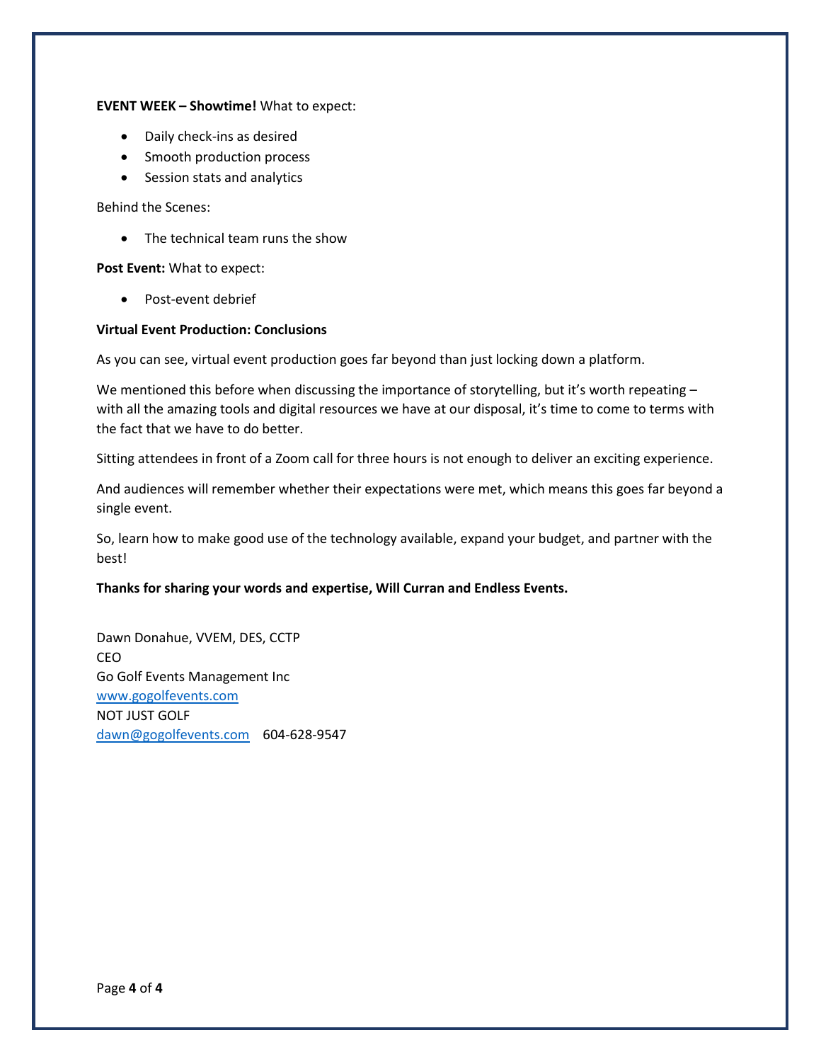**EVENT WEEK – Showtime!** What to expect:

- Daily check-ins as desired
- Smooth production process
- Session stats and analytics

Behind the Scenes:

- The technical team runs the show

**Post Event:** What to expect:

- Post-event debrief

**Virtual Event Production: Conclusions**

As you can see, virtual event production goes far beyond than just locking down a platform.

We mentioned this before when discussing the importance of storytelling, but it's worth repeating – with all the amazing tools and digital resources we have at our disposal, it's time to come to terms with the fact that we have to do better.

Sitting attendees in front of a Zoom call for three hours is not enough to deliver an exciting experience.

And audiences will remember whether their expectations were met, which means this goes far beyond a single event.

So, learn how to make good use of the technology available, expand your budget, and partner with the best!

**Thanks for sharing your words and expertise, Will Curran and Endless Events.**

Dawn Donahue, VVEM, DES, CCTP
CEO
Go Golf Events Management Inc
www.gogolfevents.com
NOT JUST GOLF
dawn@gogolfevents.com 604-628-9547